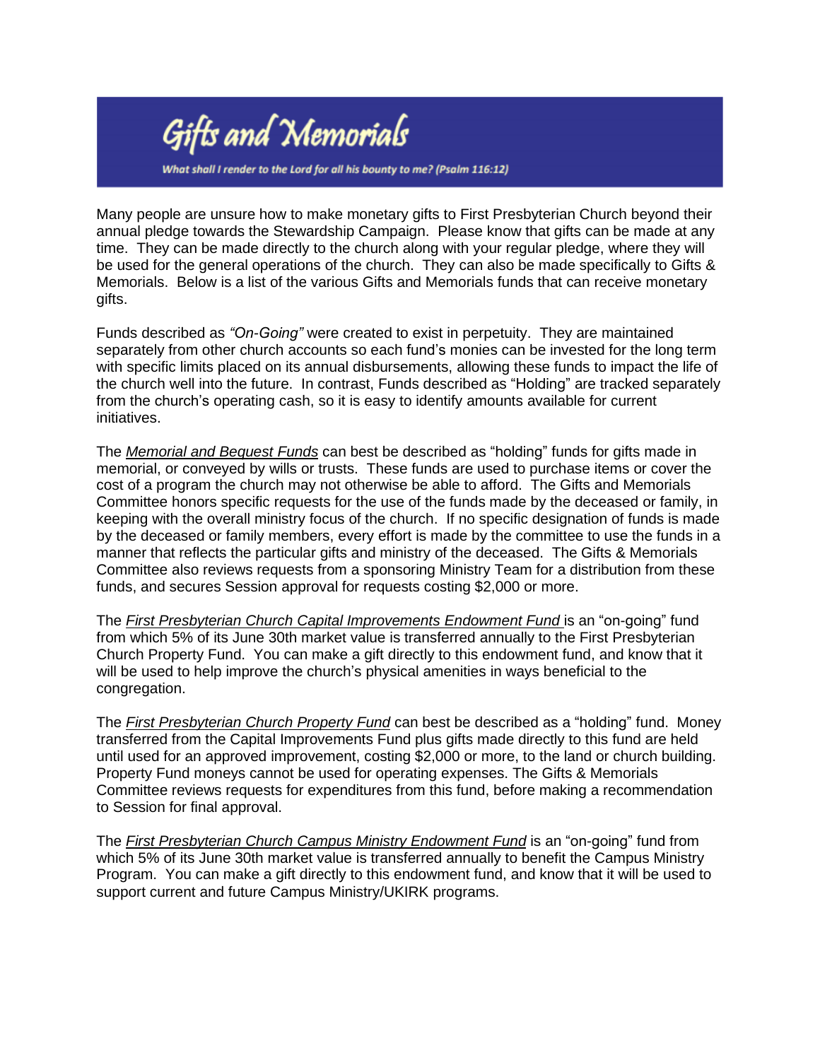# Gifts and Memorials

*What shall I render to the Lord for all his bounty to me? (Psalm 116:12)*

Many people are unsure how to make monetary gifts to First Presbyterian Church beyond their annual pledge towards the Stewardship Campaign. Please know that gifts can be made at any time. They can be made directly to the church along with your regular pledge, where they will be used for the general operations of the church. They can also be made specifically to Gifts & Memorials. Below is a list of the various Gifts and Memorials funds that can receive monetary gifts.

Funds described as *"On-Going"* were created to exist in perpetuity. They are maintained separately from other church accounts so each fund's monies can be invested for the long term with specific limits placed on its annual disbursements, allowing these funds to impact the life of the church well into the future. In contrast, Funds described as "Holding" are tracked separately from the church's operating cash, so it is easy to identify amounts available for current initiatives.

The ***Memorial and Bequest Funds*** can best be described as "holding" funds for gifts made in memorial, or conveyed by wills or trusts. These funds are used to purchase items or cover the cost of a program the church may not otherwise be able to afford. The Gifts and Memorials Committee honors specific requests for the use of the funds made by the deceased or family, in keeping with the overall ministry focus of the church. If no specific designation of funds is made by the deceased or family members, every effort is made by the committee to use the funds in a manner that reflects the particular gifts and ministry of the deceased. The Gifts & Memorials Committee also reviews requests from a sponsoring Ministry Team for a distribution from these funds, and secures Session approval for requests costing $2,000 or more.

The ***First Presbyterian Church Capital Improvements Endowment Fund*** is an "on-going" fund from which 5% of its June 30th market value is transferred annually to the First Presbyterian Church Property Fund. You can make a gift directly to this endowment fund, and know that it will be used to help improve the church's physical amenities in ways beneficial to the congregation.

The ***First Presbyterian Church Property Fund*** can best be described as a "holding" fund. Money transferred from the Capital Improvements Fund plus gifts made directly to this fund are held until used for an approved improvement, costing $2,000 or more, to the land or church building. Property Fund moneys cannot be used for operating expenses. The Gifts & Memorials Committee reviews requests for expenditures from this fund, before making a recommendation to Session for final approval.

The ***First Presbyterian Church Campus Ministry Endowment Fund*** is an "on-going" fund from which 5% of its June 30th market value is transferred annually to benefit the Campus Ministry Program. You can make a gift directly to this endowment fund, and know that it will be used to support current and future Campus Ministry/UKIRK programs.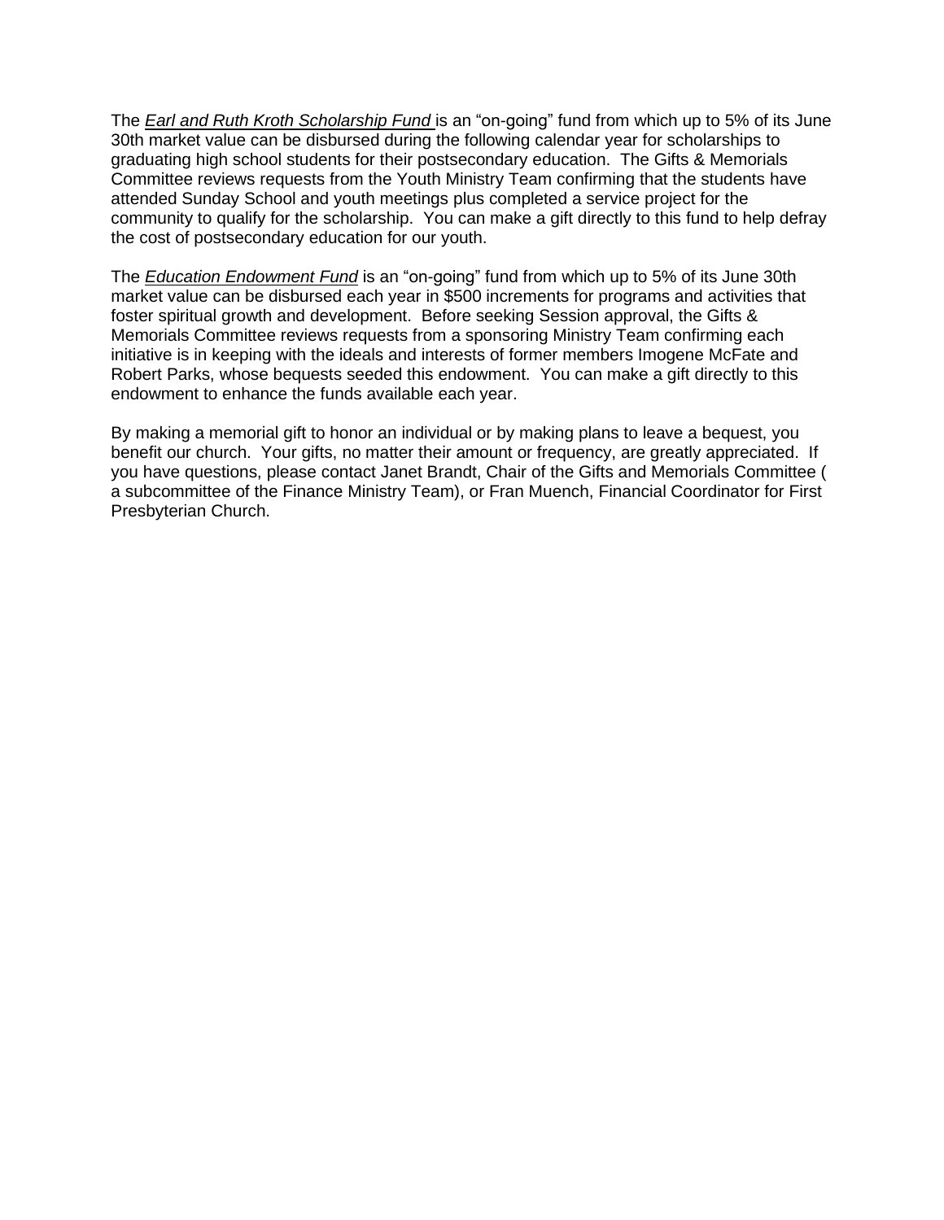The ***Earl and Ruth Kroth Scholarship Fund*** is an "on-going" fund from which up to 5% of its June 30th market value can be disbursed during the following calendar year for scholarships to graduating high school students for their postsecondary education. The Gifts & Memorials Committee reviews requests from the Youth Ministry Team confirming that the students have attended Sunday School and youth meetings plus completed a service project for the community to qualify for the scholarship. You can make a gift directly to this fund to help defray the cost of postsecondary education for our youth.

The ***Education Endowment Fund*** is an "on-going" fund from which up to 5% of its June 30th market value can be disbursed each year in $500 increments for programs and activities that foster spiritual growth and development. Before seeking Session approval, the Gifts & Memorials Committee reviews requests from a sponsoring Ministry Team confirming each initiative is in keeping with the ideals and interests of former members Imogene McFate and Robert Parks, whose bequests seeded this endowment. You can make a gift directly to this endowment to enhance the funds available each year.

By making a memorial gift to honor an individual or by making plans to leave a bequest, you benefit our church. Your gifts, no matter their amount or frequency, are greatly appreciated. If you have questions, please contact Janet Brandt, Chair of the Gifts and Memorials Committee ( a subcommittee of the Finance Ministry Team), or Fran Muench, Financial Coordinator for First Presbyterian Church.